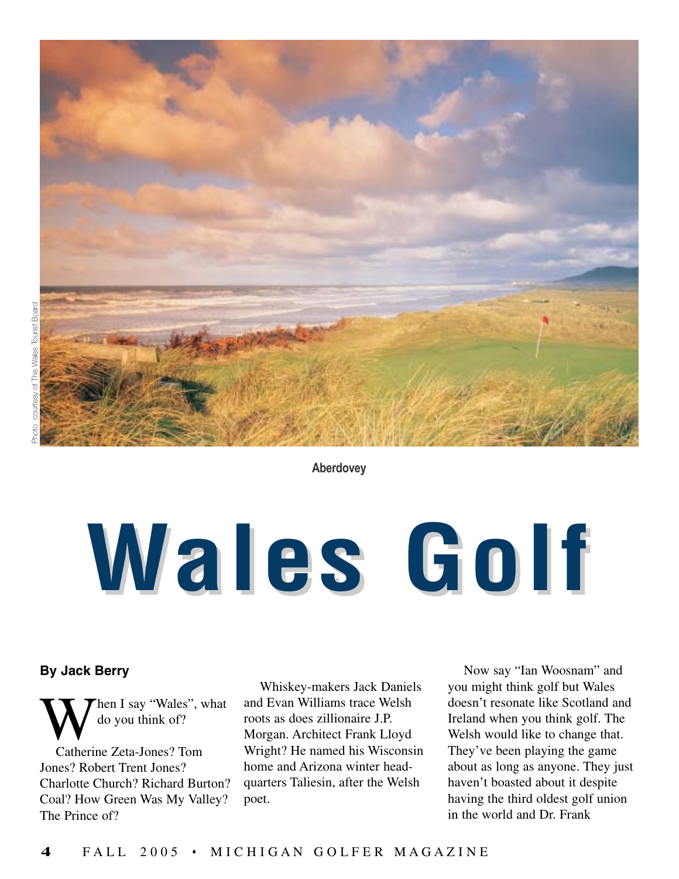Photo courtesy of The Wales Tourist Board

Aberdovey

# Wales Golf

**By Jack Berry**

When I say "Wales", what do you think of?

Catherine Zeta-Jones? Tom Jones? Robert Trent Jones? Charlotte Church? Richard Burton? Coal? How Green Was My Valley? The Prince of?

Whiskey-makers Jack Daniels and Evan Williams trace Welsh roots as does zillionaire J.P. Morgan. Architect Frank Lloyd Wright? He named his Wisconsin home and Arizona winter headquarters Taliesin, after the Welsh poet.

Now say "Ian Woosnam" and you might think golf but Wales doesn't resonate like Scotland and Ireland when you think golf. The Welsh would like to change that. They've been playing the game about as long as anyone. They just haven't boasted about it despite having the third oldest golf union in the world and Dr. Frank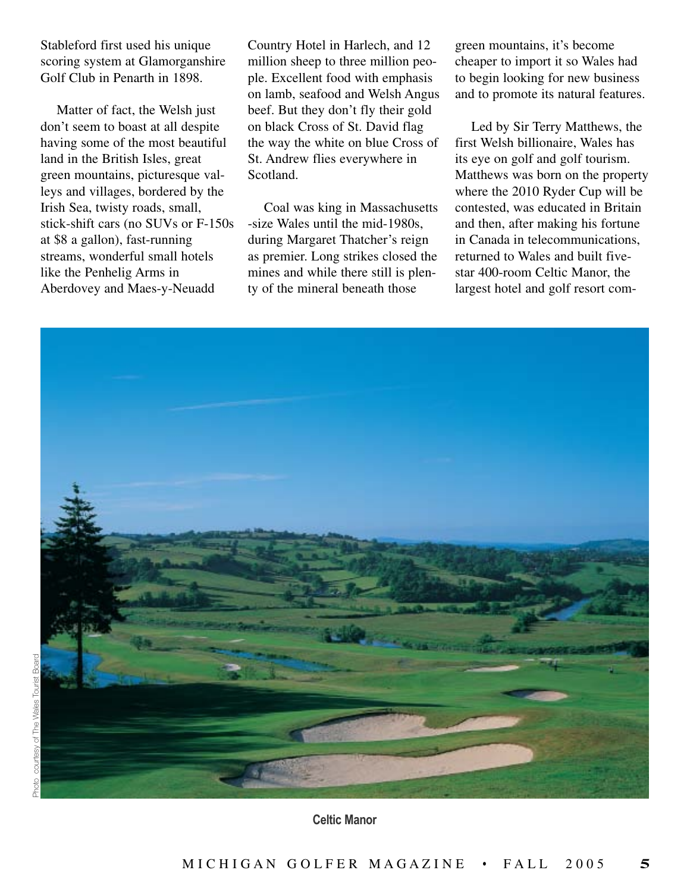Stableford first used his unique scoring system at Glamorganshire Golf Club in Penarth in 1898.

Matter of fact, the Welsh just don't seem to boast at all despite having some of the most beautiful land in the British Isles, great green mountains, picturesque valleys and villages, bordered by the Irish Sea, twisty roads, small, stick-shift cars (no SUVs or F-150s at $8 a gallon), fast-running streams, wonderful small hotels like the Penhelig Arms in Aberdovey and Maes-y-Neuadd Country Hotel in Harlech, and 12 million sheep to three million people. Excellent food with emphasis on lamb, seafood and Welsh Angus beef. But they don't fly their gold on black Cross of St. David flag the way the white on blue Cross of St. Andrew flies everywhere in Scotland.

Coal was king in Massachusetts -size Wales until the mid-1980s, during Margaret Thatcher's reign as premier. Long strikes closed the mines and while there still is plenty of the mineral beneath those green mountains, it's become cheaper to import it so Wales had to begin looking for new business and to promote its natural features.

Led by Sir Terry Matthews, the first Welsh billionaire, Wales has its eye on golf and golf tourism. Matthews was born on the property where the 2010 Ryder Cup will be contested, was educated in Britain and then, after making his fortune in Canada in telecommunications, returned to Wales and built five-star 400-room Celtic Manor, the largest hotel and golf resort com-

Photo courtesy of The Wales Tourist Board

**Celtic Manor**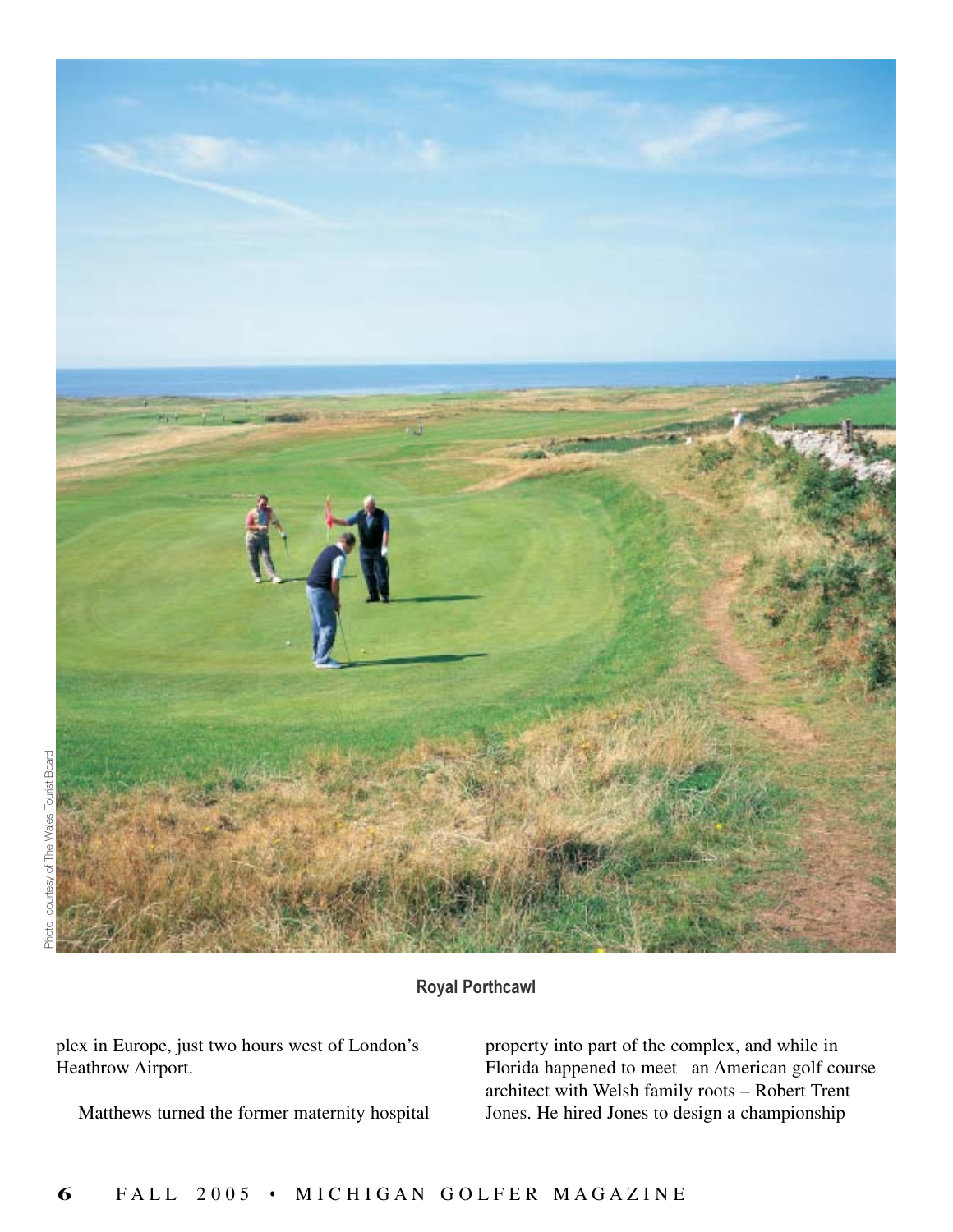Photo courtesy of The Wales Tourist Board

**Royal Porthcawl**

plex in Europe, just two hours west of London's Heathrow Airport.

Matthews turned the former maternity hospital property into part of the complex, and while in Florida happened to meet an American golf course architect with Welsh family roots – Robert Trent Jones. He hired Jones to design a championship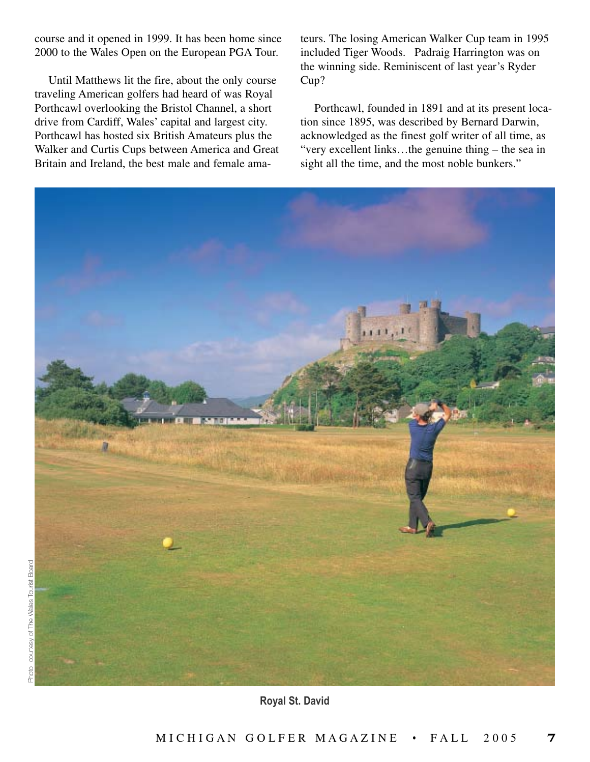course and it opened in 1999. It has been home since 2000 to the Wales Open on the European PGA Tour.

Until Matthews lit the fire, about the only course traveling American golfers had heard of was Royal Porthcawl overlooking the Bristol Channel, a short drive from Cardiff, Wales' capital and largest city. Porthcawl has hosted six British Amateurs plus the Walker and Curtis Cups between America and Great Britain and Ireland, the best male and female amateurs. The losing American Walker Cup team in 1995 included Tiger Woods. Padraig Harrington was on the winning side. Reminiscent of last year's Ryder Cup?

Porthcawl, founded in 1891 and at its present location since 1895, was described by Bernard Darwin, acknowledged as the finest golf writer of all time, as "very excellent links…the genuine thing – the sea in sight all the time, and the most noble bunkers."

Photo courtesy of The Wales Tourist Board

**Royal St. David**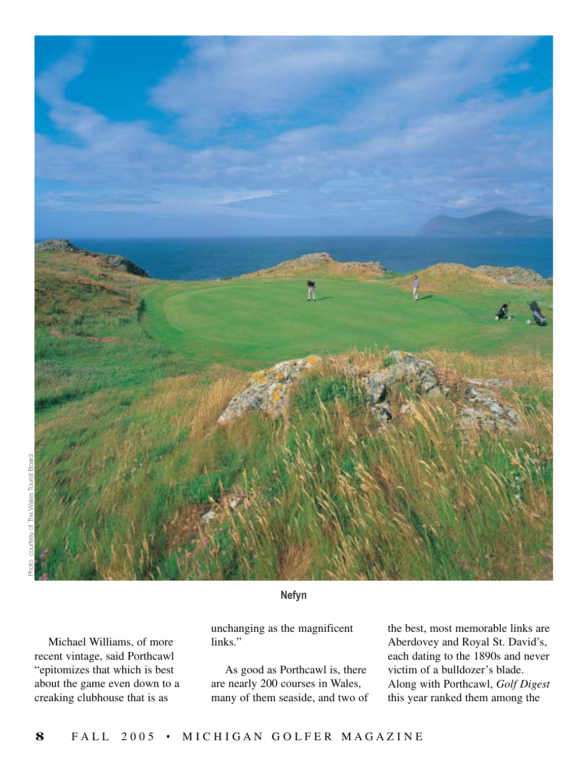Photo courtesy of The Wales Tourist Board

**Nefyn**

Michael Williams, of more recent vintage, said Porthcawl "epitomizes that which is best about the game even down to a creaking clubhouse that is as unchanging as the magnificent links."

As good as Porthcawl is, there are nearly 200 courses in Wales, many of them seaside, and two of the best, most memorable links are Aberdovey and Royal St. David's, each dating to the 1890s and never victim of a bulldozer's blade. Along with Porthcawl, *Golf Digest* this year ranked them among the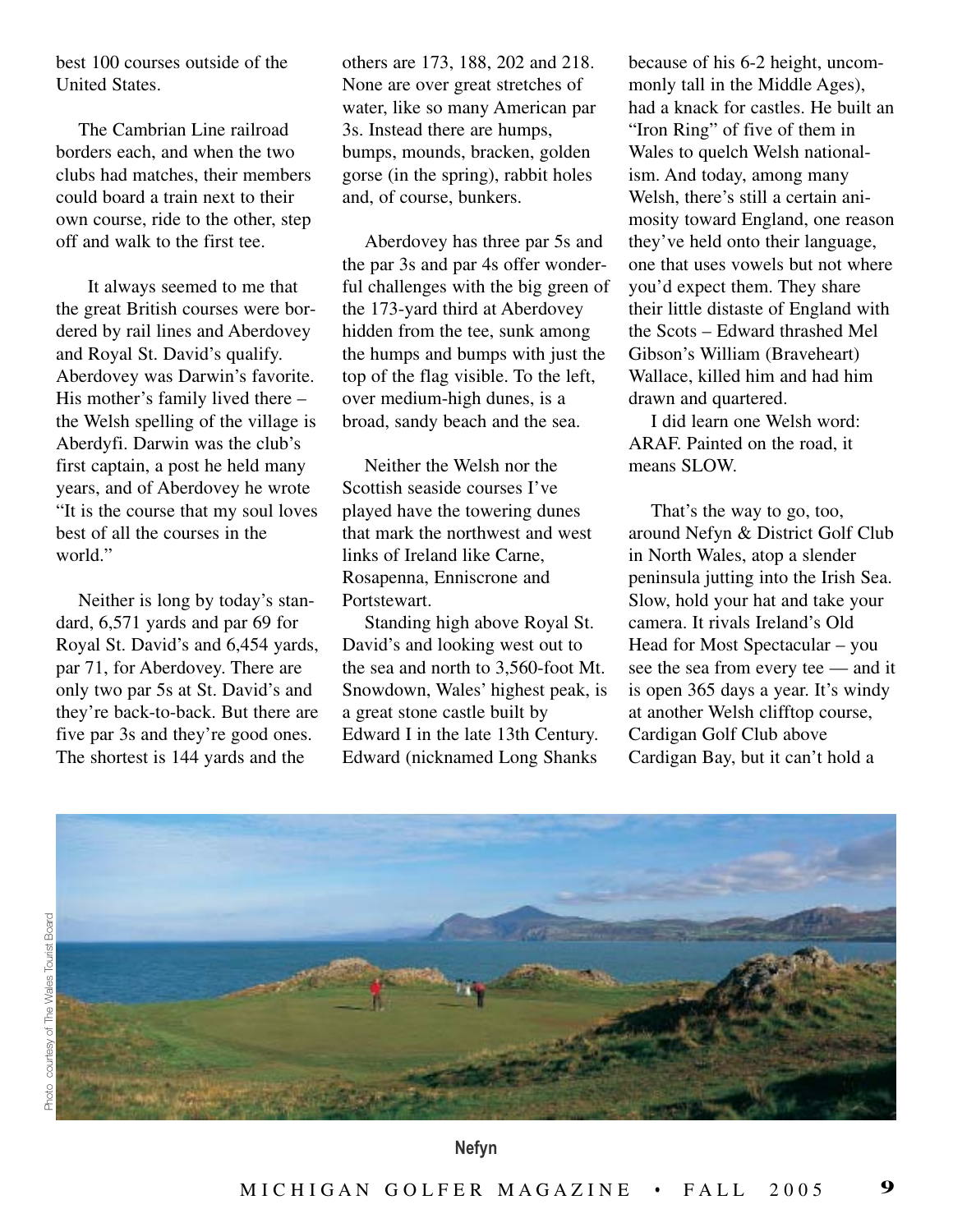best 100 courses outside of the United States.

The Cambrian Line railroad borders each, and when the two clubs had matches, their members could board a train next to their own course, ride to the other, step off and walk to the first tee.

It always seemed to me that the great British courses were bordered by rail lines and Aberdovey and Royal St. David's qualify. Aberdovey was Darwin's favorite. His mother's family lived there – the Welsh spelling of the village is Aberdyfi. Darwin was the club's first captain, a post he held many years, and of Aberdovey he wrote "It is the course that my soul loves best of all the courses in the world."

Neither is long by today's standard, 6,571 yards and par 69 for Royal St. David's and 6,454 yards, par 71, for Aberdovey. There are only two par 5s at St. David's and they're back-to-back. But there are five par 3s and they're good ones. The shortest is 144 yards and the others are 173, 188, 202 and 218. None are over great stretches of water, like so many American par 3s. Instead there are humps, bumps, mounds, bracken, golden gorse (in the spring), rabbit holes and, of course, bunkers.

Aberdovey has three par 5s and the par 3s and par 4s offer wonderful challenges with the big green of the 173-yard third at Aberdovey hidden from the tee, sunk among the humps and bumps with just the top of the flag visible. To the left, over medium-high dunes, is a broad, sandy beach and the sea.

Neither the Welsh nor the Scottish seaside courses I've played have the towering dunes that mark the northwest and west links of Ireland like Carne, Rosapenna, Enniscrone and Portstewart.

Standing high above Royal St. David's and looking west out to the sea and north to 3,560-foot Mt. Snowdown, Wales' highest peak, is a great stone castle built by Edward I in the late 13th Century. Edward (nicknamed Long Shanks because of his 6-2 height, uncommonly tall in the Middle Ages), had a knack for castles. He built an "Iron Ring" of five of them in Wales to quelch Welsh nationalism. And today, among many Welsh, there's still a certain animosity toward England, one reason they've held onto their language, one that uses vowels but not where you'd expect them. They share their little distaste of England with the Scots – Edward thrashed Mel Gibson's William (Braveheart) Wallace, killed him and had him drawn and quartered.

I did learn one Welsh word: ARAF. Painted on the road, it means SLOW.

That's the way to go, too, around Nefyn & District Golf Club in North Wales, atop a slender peninsula jutting into the Irish Sea. Slow, hold your hat and take your camera. It rivals Ireland's Old Head for Most Spectacular – you see the sea from every tee — and it is open 365 days a year. It's windy at another Welsh clifftop course, Cardigan Golf Club above Cardigan Bay, but it can't hold a

Photo courtesy of The Wales Tourist Board

**Nefyn**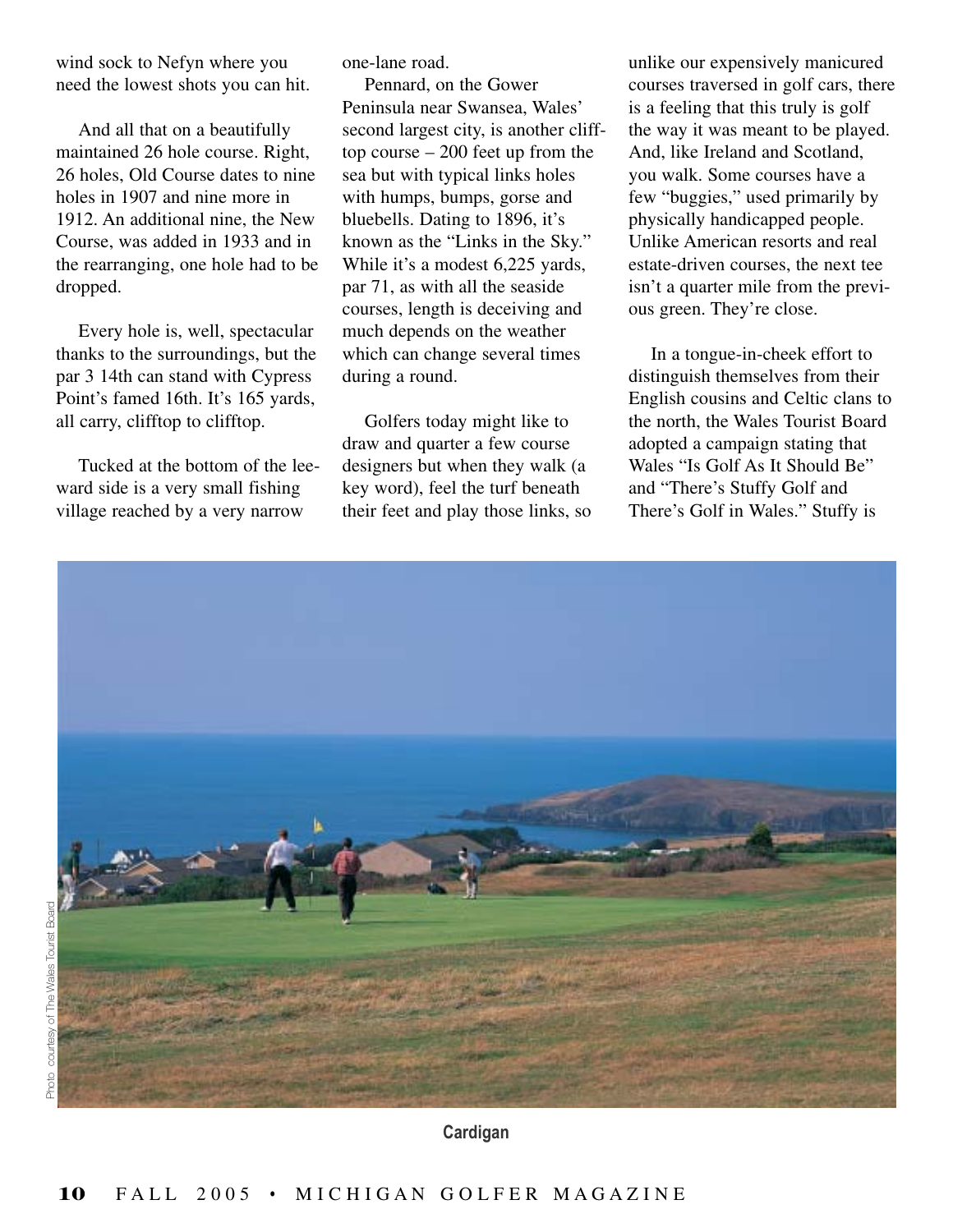wind sock to Nefyn where you need the lowest shots you can hit.

And all that on a beautifully maintained 26 hole course. Right, 26 holes, Old Course dates to nine holes in 1907 and nine more in 1912. An additional nine, the New Course, was added in 1933 and in the rearranging, one hole had to be dropped.

Every hole is, well, spectacular thanks to the surroundings, but the par 3 14th can stand with Cypress Point's famed 16th. It's 165 yards, all carry, clifftop to clifftop.

Tucked at the bottom of the leeward side is a very small fishing village reached by a very narrow one-lane road.

Pennard, on the Gower Peninsula near Swansea, Wales' second largest city, is another clifftop course – 200 feet up from the sea but with typical links holes with humps, bumps, gorse and bluebells. Dating to 1896, it's known as the "Links in the Sky." While it's a modest 6,225 yards, par 71, as with all the seaside courses, length is deceiving and much depends on the weather which can change several times during a round.

Golfers today might like to draw and quarter a few course designers but when they walk (a key word), feel the turf beneath their feet and play those links, so unlike our expensively manicured courses traversed in golf cars, there is a feeling that this truly is golf the way it was meant to be played. And, like Ireland and Scotland, you walk. Some courses have a few "buggies," used primarily by physically handicapped people. Unlike American resorts and real estate-driven courses, the next tee isn't a quarter mile from the previous green. They're close.

In a tongue-in-cheek effort to distinguish themselves from their English cousins and Celtic clans to the north, the Wales Tourist Board adopted a campaign stating that Wales "Is Golf As It Should Be" and "There's Stuffy Golf and There's Golf in Wales." Stuffy is

Photo courtesy of The Wales Tourist Board

**Cardigan**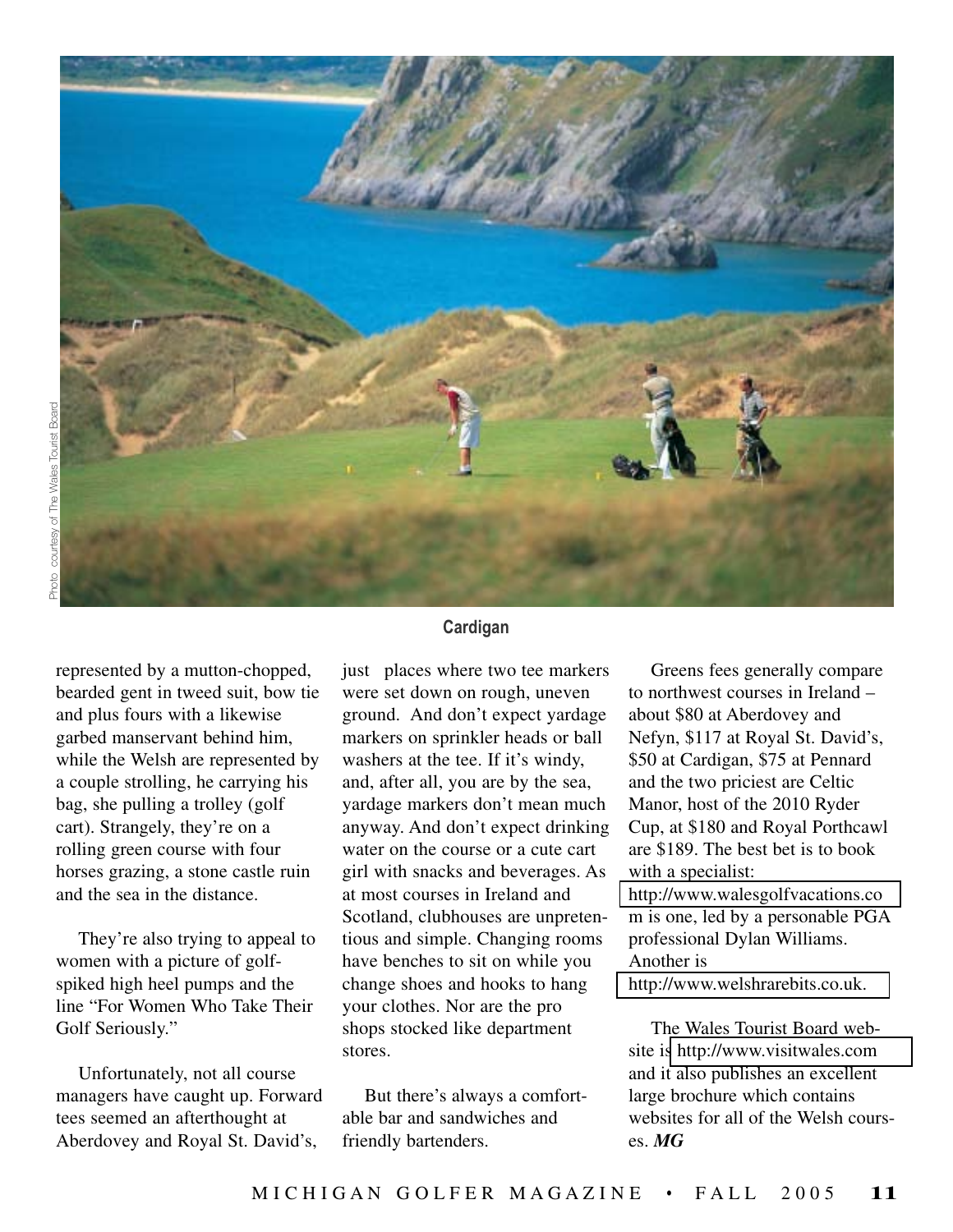Photo courtesy of The Wales Tourist Board

**Cardigan**

represented by a mutton-chopped, bearded gent in tweed suit, bow tie and plus fours with a likewise garbed manservant behind him, while the Welsh are represented by a couple strolling, he carrying his bag, she pulling a trolley (golf cart). Strangely, they're on a rolling green course with four horses grazing, a stone castle ruin and the sea in the distance.

They're also trying to appeal to women with a picture of golf-spiked high heel pumps and the line "For Women Who Take Their Golf Seriously."

Unfortunately, not all course managers have caught up. Forward tees seemed an afterthought at Aberdovey and Royal St. David's, just places where two tee markers were set down on rough, uneven ground. And don't expect yardage markers on sprinkler heads or ball washers at the tee. If it's windy, and, after all, you are by the sea, yardage markers don't mean much anyway. And don't expect drinking water on the course or a cute cart girl with snacks and beverages. As at most courses in Ireland and Scotland, clubhouses are unpretentious and simple. Changing rooms have benches to sit on while you change shoes and hooks to hang your clothes. Nor are the pro shops stocked like department stores.

But there's always a comfortable bar and sandwiches and friendly bartenders.

Greens fees generally compare to northwest courses in Ireland – about $80 at Aberdovey and Nefyn, $117 at Royal St. David's, $50 at Cardigan, $75 at Pennard and the two priciest are Celtic Manor, host of the 2010 Ryder Cup, at $180 and Royal Porthcawl are $189. The best bet is to book with a specialist: http://www.walesgolfvacations.com is one, led by a personable PGA professional Dylan Williams. Another is http://www.welshrarebits.co.uk.

The Wales Tourist Board website is http://www.visitwales.com and it also publishes an excellent large brochure which contains websites for all of the Welsh courses. ***MG***